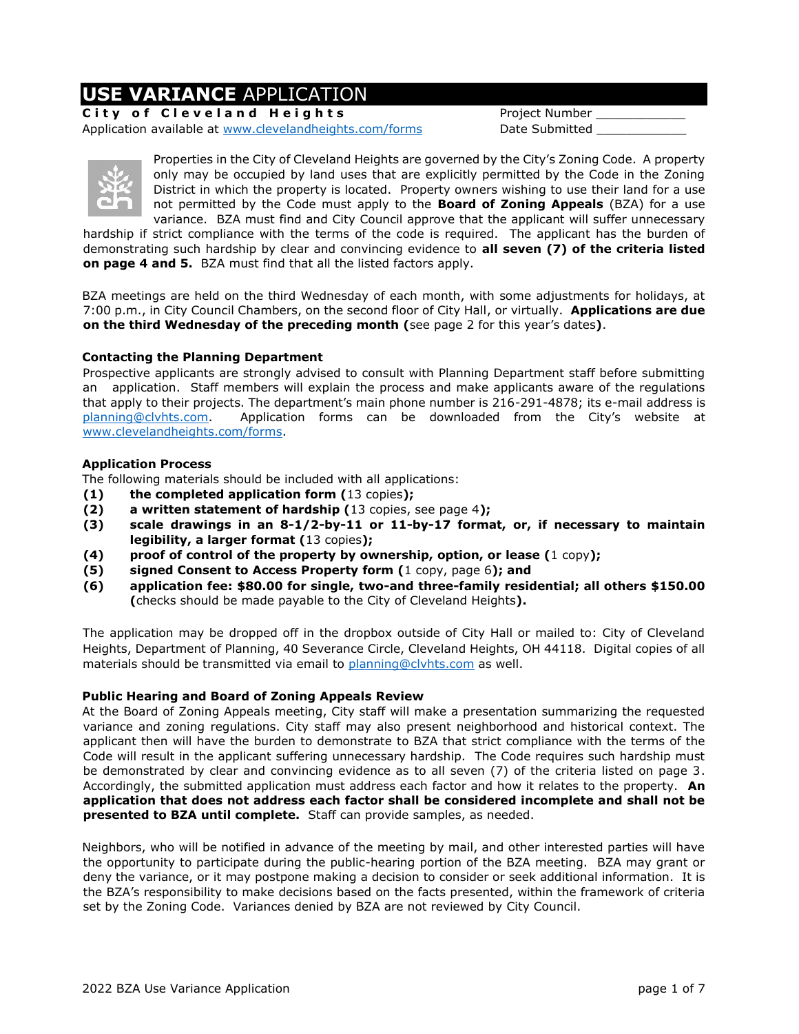# **USE VARIANCE** APPLICATION

**City of Cleveland Heights**

Application available at www.clevelandheights.com/forms

Project Number ____________

Date Submitted ____________

Properties in the City of Cleveland Heights are governed by the City's Zoning Code. A property only may be occupied by land uses that are explicitly permitted by the Code in the Zoning District in which the property is located. Property owners wishing to use their land for a use not permitted by the Code must apply to the **Board of Zoning Appeals** (BZA) for a use variance. BZA must find and City Council approve that the applicant will suffer unnecessary hardship if strict compliance with the terms of the code is required. The applicant has the burden of demonstrating such hardship by clear and convincing evidence to **all seven (7) of the criteria listed on page 4 and 5.** BZA must find that all the listed factors apply.

BZA meetings are held on the third Wednesday of each month, with some adjustments for holidays, at 7:00 p.m., in City Council Chambers, on the second floor of City Hall, or virtually. **Applications are due on the third Wednesday of the preceding month (**see page 2 for this year's dates**)**.

### Contacting the Planning Department

Prospective applicants are strongly advised to consult with Planning Department staff before submitting an application. Staff members will explain the process and make applicants aware of the regulations that apply to their projects. The department's main phone number is 216-291-4878; its e-mail address is planning@clvhts.com. Application forms can be downloaded from the City's website at www.clevelandheights.com/forms.

### Application Process

The following materials should be included with all applications:

**(1) the completed application form (**13 copies**);**

**(2) a written statement of hardship (**13 copies, see page 4**);**

**(3) scale drawings in an 8-1/2-by-11 or 11-by-17 format, or, if necessary to maintain legibility, a larger format (**13 copies**);**

**(4) proof of control of the property by ownership, option, or lease (**1 copy**);**

**(5) signed Consent to Access Property form (**1 copy, page 6**); and**

**(6) application fee: $80.00 for single, two-and three-family residential; all others $150.00 (**checks should be made payable to the City of Cleveland Heights**).**

The application may be dropped off in the dropbox outside of City Hall or mailed to: City of Cleveland Heights, Department of Planning, 40 Severance Circle, Cleveland Heights, OH 44118. Digital copies of all materials should be transmitted via email to planning@clvhts.com as well.

### Public Hearing and Board of Zoning Appeals Review

At the Board of Zoning Appeals meeting, City staff will make a presentation summarizing the requested variance and zoning regulations. City staff may also present neighborhood and historical context. The applicant then will have the burden to demonstrate to BZA that strict compliance with the terms of the Code will result in the applicant suffering unnecessary hardship. The Code requires such hardship must be demonstrated by clear and convincing evidence as to all seven (7) of the criteria listed on page 3. Accordingly, the submitted application must address each factor and how it relates to the property. **An application that does not address each factor shall be considered incomplete and shall not be presented to BZA until complete.** Staff can provide samples, as needed.

Neighbors, who will be notified in advance of the meeting by mail, and other interested parties will have the opportunity to participate during the public-hearing portion of the BZA meeting. BZA may grant or deny the variance, or it may postpone making a decision to consider or seek additional information. It is the BZA's responsibility to make decisions based on the facts presented, within the framework of criteria set by the Zoning Code. Variances denied by BZA are not reviewed by City Council.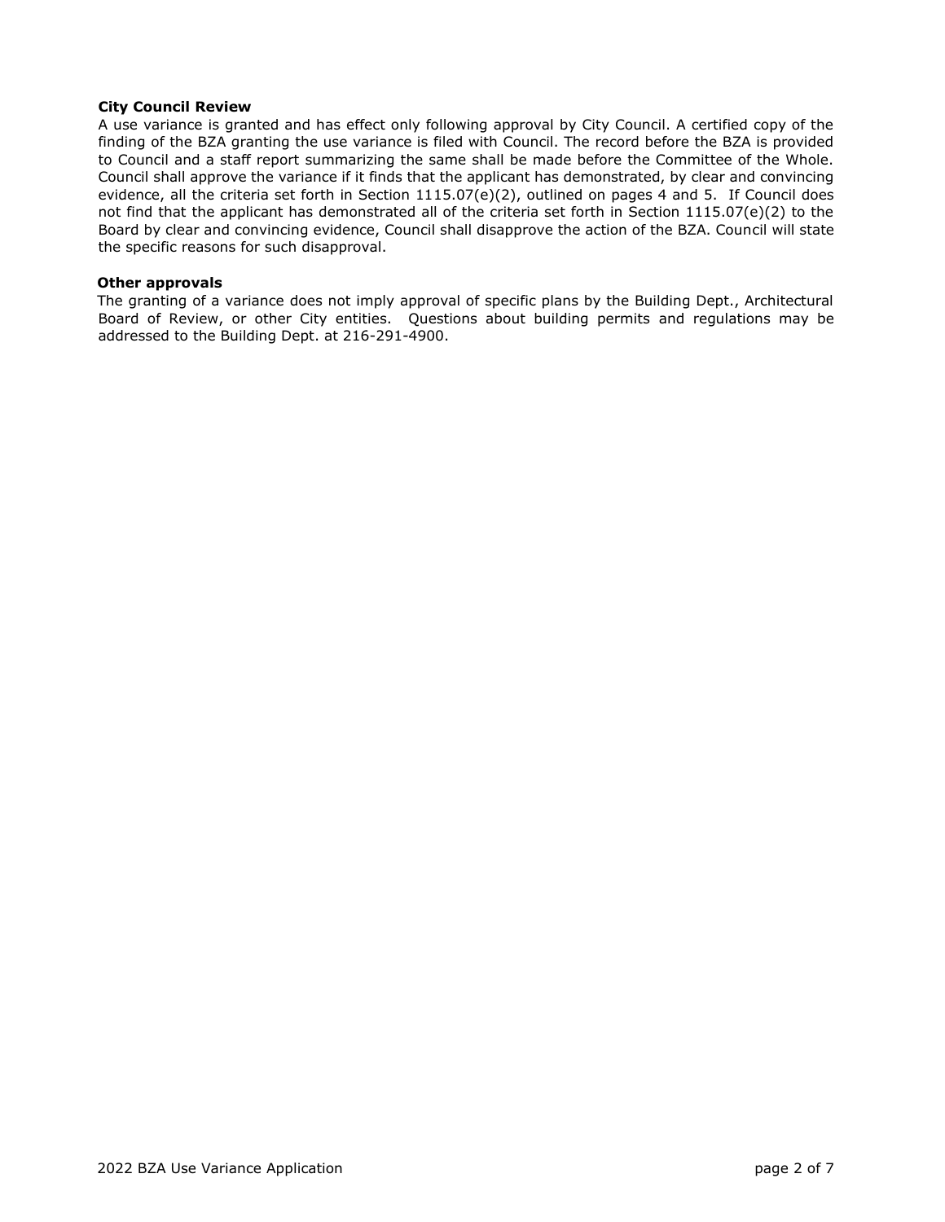**City Council Review**

A use variance is granted and has effect only following approval by City Council. A certified copy of the finding of the BZA granting the use variance is filed with Council. The record before the BZA is provided to Council and a staff report summarizing the same shall be made before the Committee of the Whole. Council shall approve the variance if it finds that the applicant has demonstrated, by clear and convincing evidence, all the criteria set forth in Section 1115.07(e)(2), outlined on pages 4 and 5. If Council does not find that the applicant has demonstrated all of the criteria set forth in Section 1115.07(e)(2) to the Board by clear and convincing evidence, Council shall disapprove the action of the BZA. Council will state the specific reasons for such disapproval.

**Other approvals**

The granting of a variance does not imply approval of specific plans by the Building Dept., Architectural Board of Review, or other City entities. Questions about building permits and regulations may be addressed to the Building Dept. at 216-291-4900.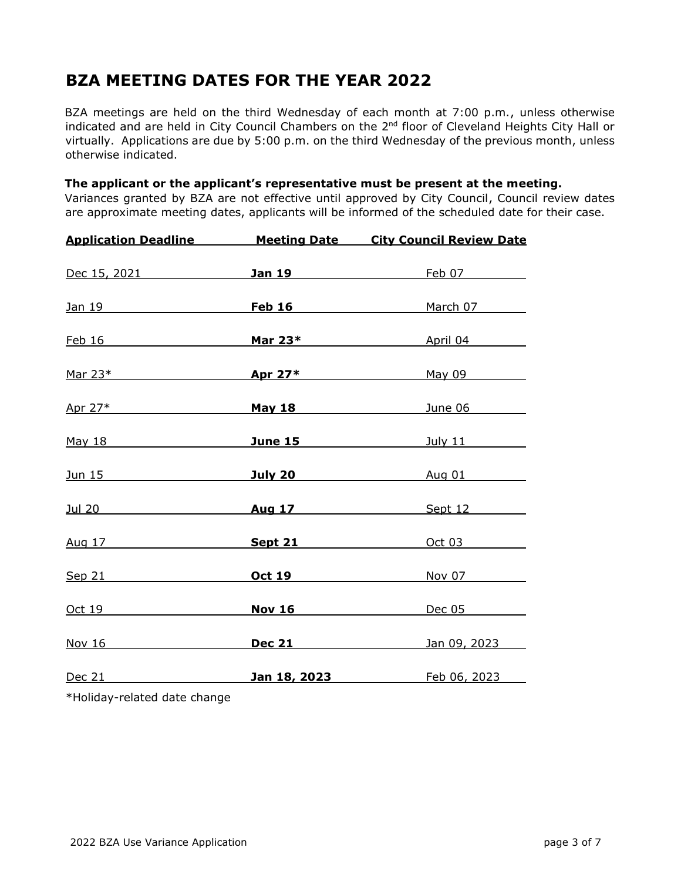# BZA MEETING DATES FOR THE YEAR 2022

BZA meetings are held on the third Wednesday of each month at 7:00 p.m., unless otherwise indicated and are held in City Council Chambers on the 2nd floor of Cleveland Heights City Hall or virtually. Applications are due by 5:00 p.m. on the third Wednesday of the previous month, unless otherwise indicated.

**The applicant or the applicant's representative must be present at the meeting.**
Variances granted by BZA are not effective until approved by City Council, Council review dates are approximate meeting dates, applicants will be informed of the scheduled date for their case.

| Application Deadline | Meeting Date | City Council Review Date |
|---|---|---|
| Dec 15, 2021 | **Jan 19** | Feb 07 |
| Jan 19 | **Feb 16** | March 07 |
| Feb 16 | **Mar 23*** | April 04 |
| Mar 23* | **Apr 27*** | May 09 |
| Apr 27* | **May 18** | June 06 |
| May 18 | **June 15** | July 11 |
| Jun 15 | **July 20** | Aug 01 |
| Jul 20 | **Aug 17** | Sept 12 |
| Aug 17 | **Sept 21** | Oct 03 |
| Sep 21 | **Oct 19** | Nov 07 |
| Oct 19 | **Nov 16** | Dec 05 |
| Nov 16 | **Dec 21** | Jan 09, 2023 |
| Dec 21 | **Jan 18, 2023** | Feb 06, 2023 |

*Holiday-related date change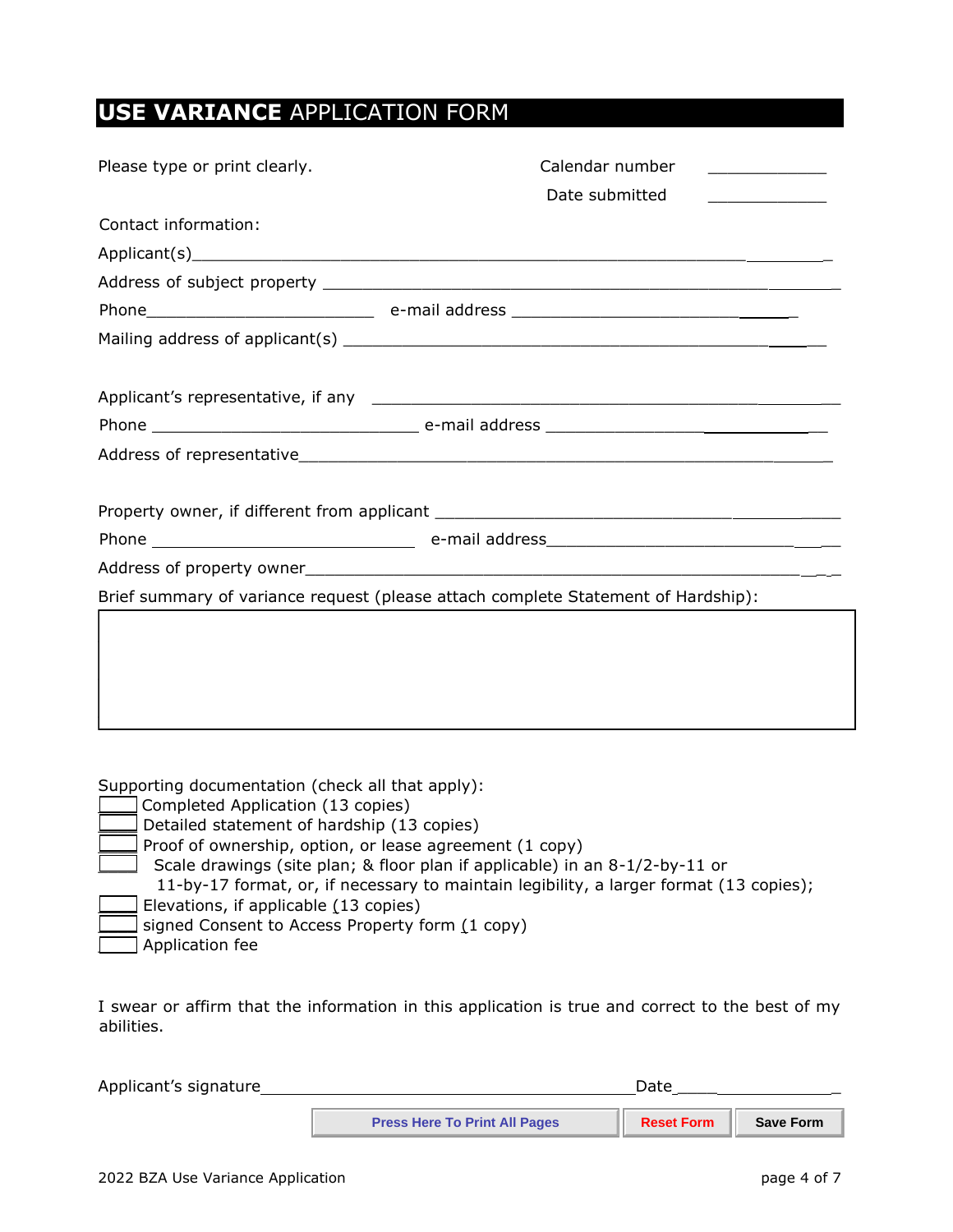# **USE VARIANCE** APPLICATION FORM

Please type or print clearly.

Calendar number ____________

Date submitted ____________

Contact information:

Applicant(s)________________________________________________________________

Address of subject property _________________________________________________

Phone________________________ e-mail address _____________________________

Mailing address of applicant(s) ______________________________________________

Applicant's representative, if any ___________________________________________

Phone ____________________________ e-mail address ___________________________

Address of representative___________________________________________________

Property owner, if different from applicant ___________________________________

Phone ____________________________ e-mail address___________________________

Address of property owner__________________________________________________

Brief summary of variance request (please attach complete Statement of Hardship):

| |
|---|
| |

Supporting documentation (check all that apply):

- [ ] Completed Application (13 copies)
- [ ] Detailed statement of hardship (13 copies)
- [ ] Proof of ownership, option, or lease agreement (1 copy)
- [ ] Scale drawings (site plan; & floor plan if applicable) in an 8-1/2-by-11 or 11-by-17 format, or, if necessary to maintain legibility, a larger format (13 copies);
- [ ] Elevations, if applicable (13 copies)
- [ ] signed Consent to Access Property form (1 copy)
- [ ] Application fee

I swear or affirm that the information in this application is true and correct to the best of my abilities.

Applicant's signature_________________________________________ Date__________________

Press Here To Print All Pages | Reset Form | Save Form

2022 BZA Use Variance Application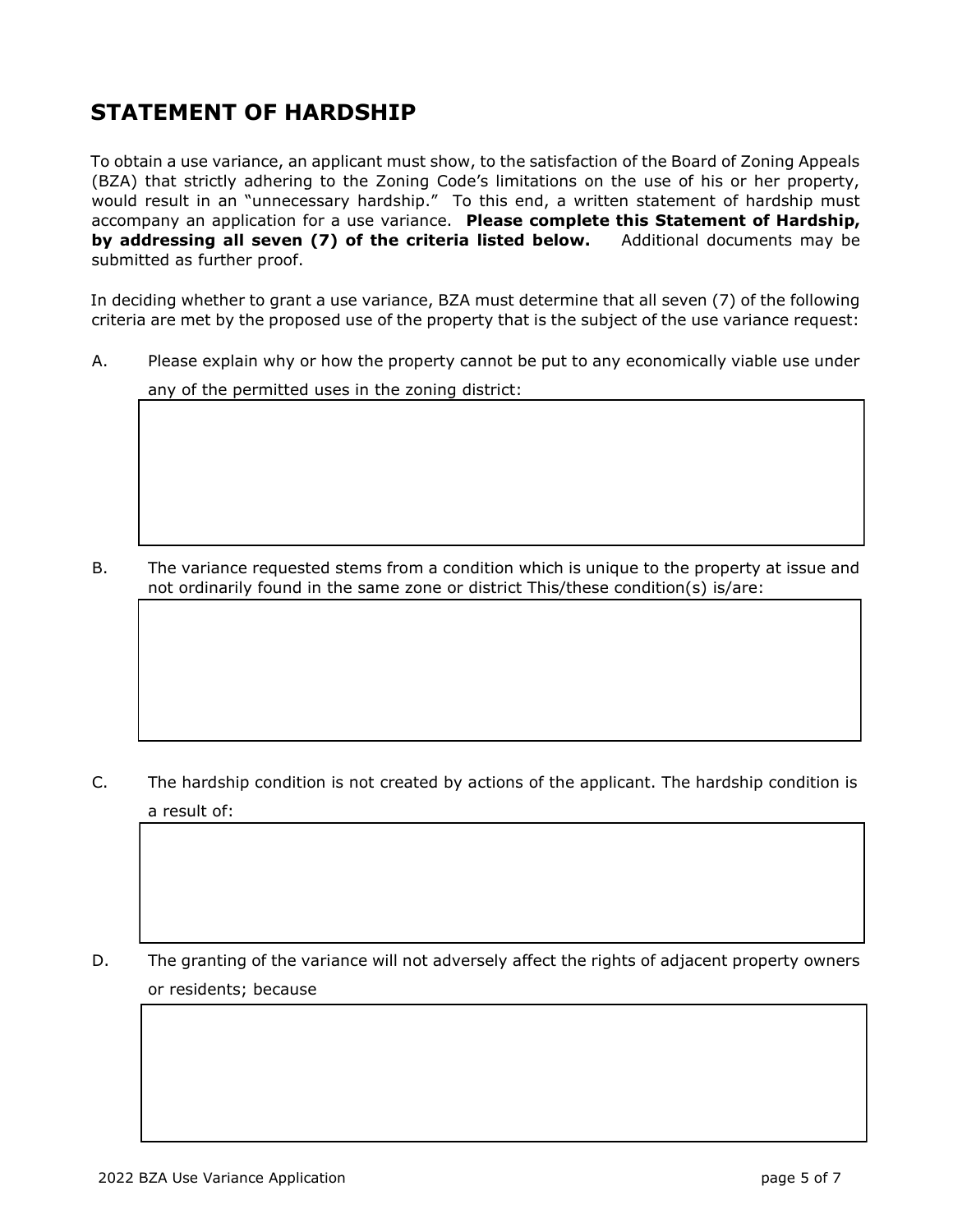## STATEMENT OF HARDSHIP

To obtain a use variance, an applicant must show, to the satisfaction of the Board of Zoning Appeals (BZA) that strictly adhering to the Zoning Code's limitations on the use of his or her property, would result in an "unnecessary hardship." To this end, a written statement of hardship must accompany an application for a use variance. **Please complete this Statement of Hardship, by addressing all seven (7) of the criteria listed below.** Additional documents may be submitted as further proof.

In deciding whether to grant a use variance, BZA must determine that all seven (7) of the following criteria are met by the proposed use of the property that is the subject of the use variance request:

A. Please explain why or how the property cannot be put to any economically viable use under any of the permitted uses in the zoning district:

B. The variance requested stems from a condition which is unique to the property at issue and not ordinarily found in the same zone or district This/these condition(s) is/are:

C. The hardship condition is not created by actions of the applicant. The hardship condition is a result of:

D. The granting of the variance will not adversely affect the rights of adjacent property owners or residents; because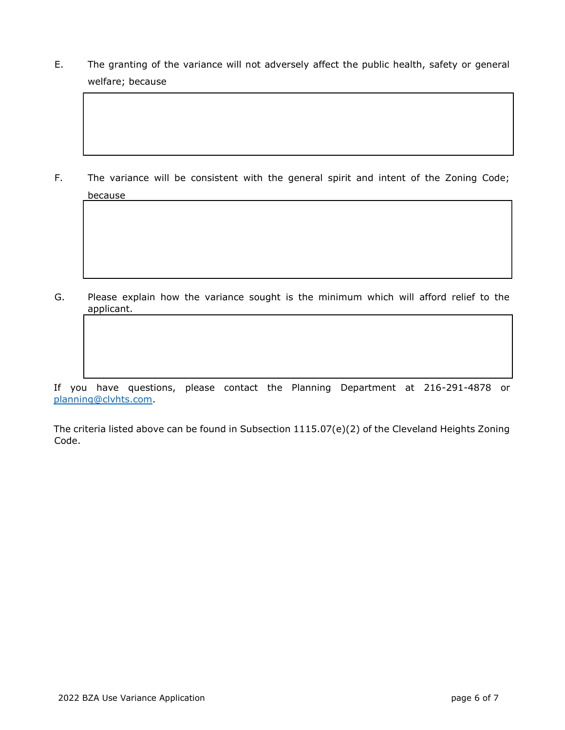E. The granting of the variance will not adversely affect the public health, safety or general welfare; because

| |
|---|
| |

F. The variance will be consistent with the general spirit and intent of the Zoning Code; because

| |
|---|
| |

G. Please explain how the variance sought is the minimum which will afford relief to the applicant.

| |
|---|
| |

If you have questions, please contact the Planning Department at 216-291-4878 or [planning@clvhts.com](mailto:planning@clvhts.com).

The criteria listed above can be found in Subsection 1115.07(e)(2) of the Cleveland Heights Zoning Code.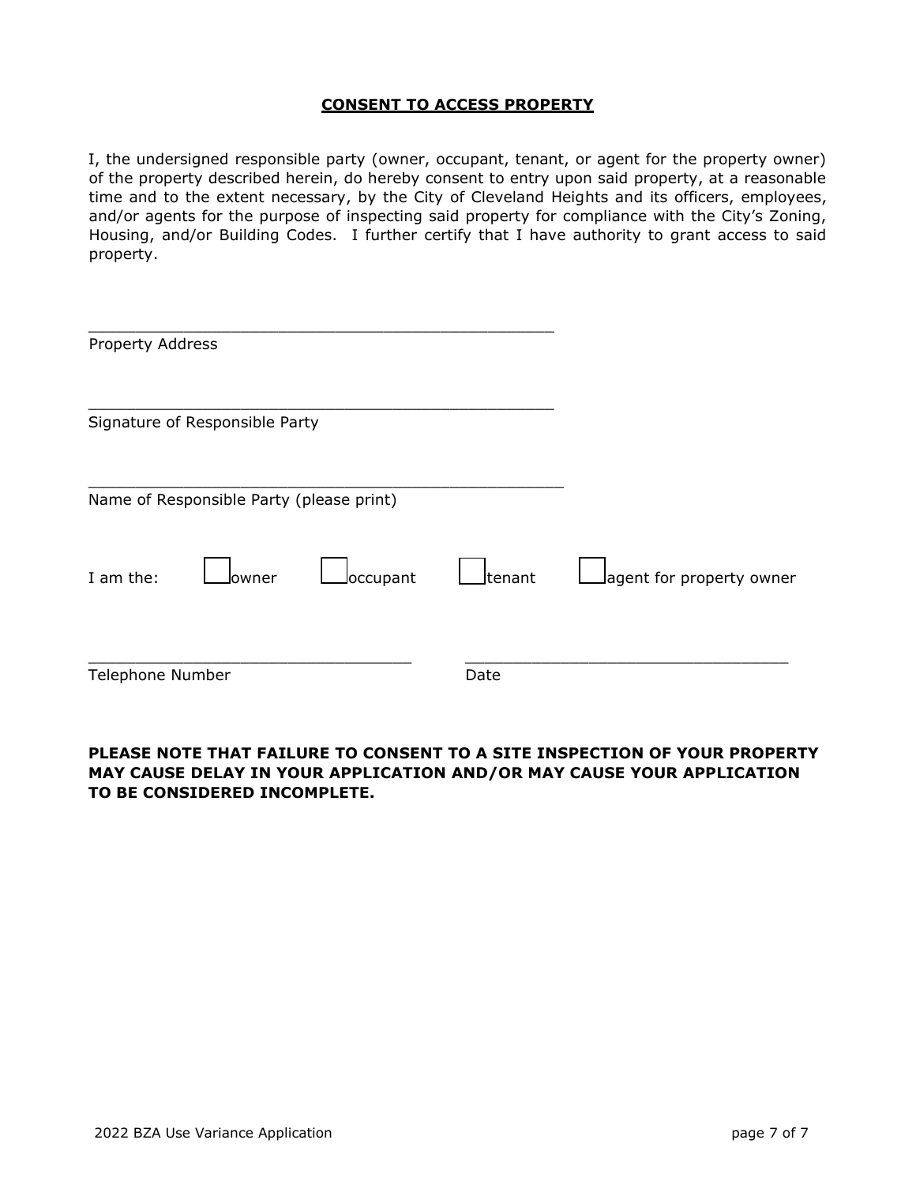## CONSENT TO ACCESS PROPERTY

I, the undersigned responsible party (owner, occupant, tenant, or agent for the property owner) of the property described herein, do hereby consent to entry upon said property, at a reasonable time and to the extent necessary, by the City of Cleveland Heights and its officers, employees, and/or agents for the purpose of inspecting said property for compliance with the City's Zoning, Housing, and/or Building Codes. I further certify that I have authority to grant access to said property.

_______________________________________________
Property Address

_______________________________________________
Signature of Responsible Party

_______________________________________________
Name of Responsible Party (please print)

I am the: ☐ owner ☐ occupant ☐ tenant ☐ agent for property owner

_________________________________ _________________________________
Telephone Number Date

**PLEASE NOTE THAT FAILURE TO CONSENT TO A SITE INSPECTION OF YOUR PROPERTY MAY CAUSE DELAY IN YOUR APPLICATION AND/OR MAY CAUSE YOUR APPLICATION TO BE CONSIDERED INCOMPLETE.**